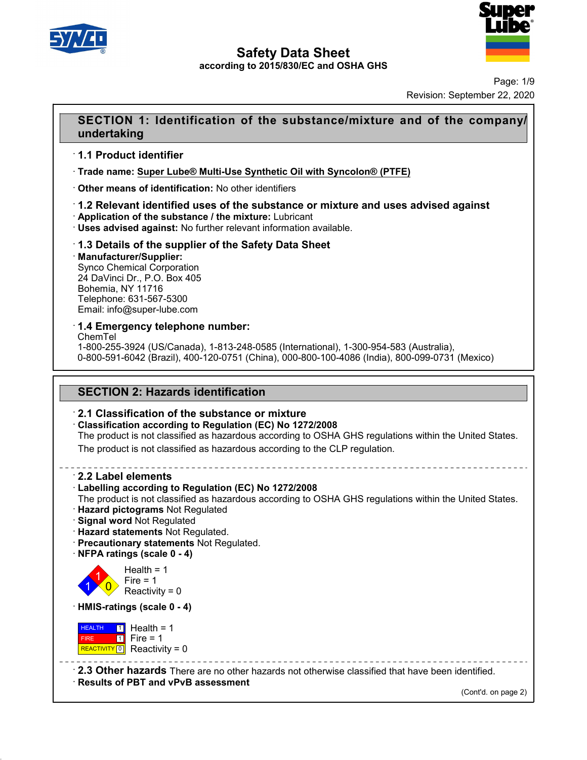# Safety Data Sheet

according to 2015/830/EC and OSHA GHS

Revision: September 22, 2020

## SECTION 1: Identification of the substance/mixture and of the company/undertaking

### · 1.1 Product identifier

· **Trade name: Super Lube® Multi-Use Synthetic Oil with Syncolon® (PTFE)**

· **Other means of identification:** No other identifiers

### · 1.2 Relevant identified uses of the substance or mixture and uses advised against

· **Application of the substance / the mixture:** Lubricant

· **Uses advised against:** No further relevant information available.

### · 1.3 Details of the supplier of the Safety Data Sheet

· **Manufacturer/Supplier:**

Synco Chemical Corporation
24 DaVinci Dr., P.O. Box 405
Bohemia, NY 11716
Telephone: 631-567-5300
Email: info@super-lube.com

### · 1.4 Emergency telephone number:

ChemTel
1-800-255-3924 (US/Canada), 1-813-248-0585 (International), 1-300-954-583 (Australia), 0-800-591-6042 (Brazil), 400-120-0751 (China), 000-800-100-4086 (India), 800-099-0731 (Mexico)

## SECTION 2: Hazards identification

### · 2.1 Classification of the substance or mixture

· **Classification according to Regulation (EC) No 1272/2008**

The product is not classified as hazardous according to OSHA GHS regulations within the United States.

The product is not classified as hazardous according to the CLP regulation.

### · 2.2 Label elements

· **Labelling according to Regulation (EC) No 1272/2008**

The product is not classified as hazardous according to OSHA GHS regulations within the United States.

· **Hazard pictograms** Not Regulated

· **Signal word** Not Regulated

· **Hazard statements** Not Regulated.

· **Precautionary statements** Not Regulated.

· **NFPA ratings (scale 0 - 4)**

Health = 1
Fire = 1
Reactivity = 0

· **HMIS-ratings (scale 0 - 4)**

| | | |
|---|---|---|
| HEALTH | 1 | Health = 1 |
| FIRE | 1 | Fire = 1 |
| REACTIVITY | 0 | Reactivity = 0 |

### · 2.3 Other hazards

There are no other hazards not otherwise classified that have been identified.

· **Results of PBT and vPvB assessment**

(Cont'd. on page 2)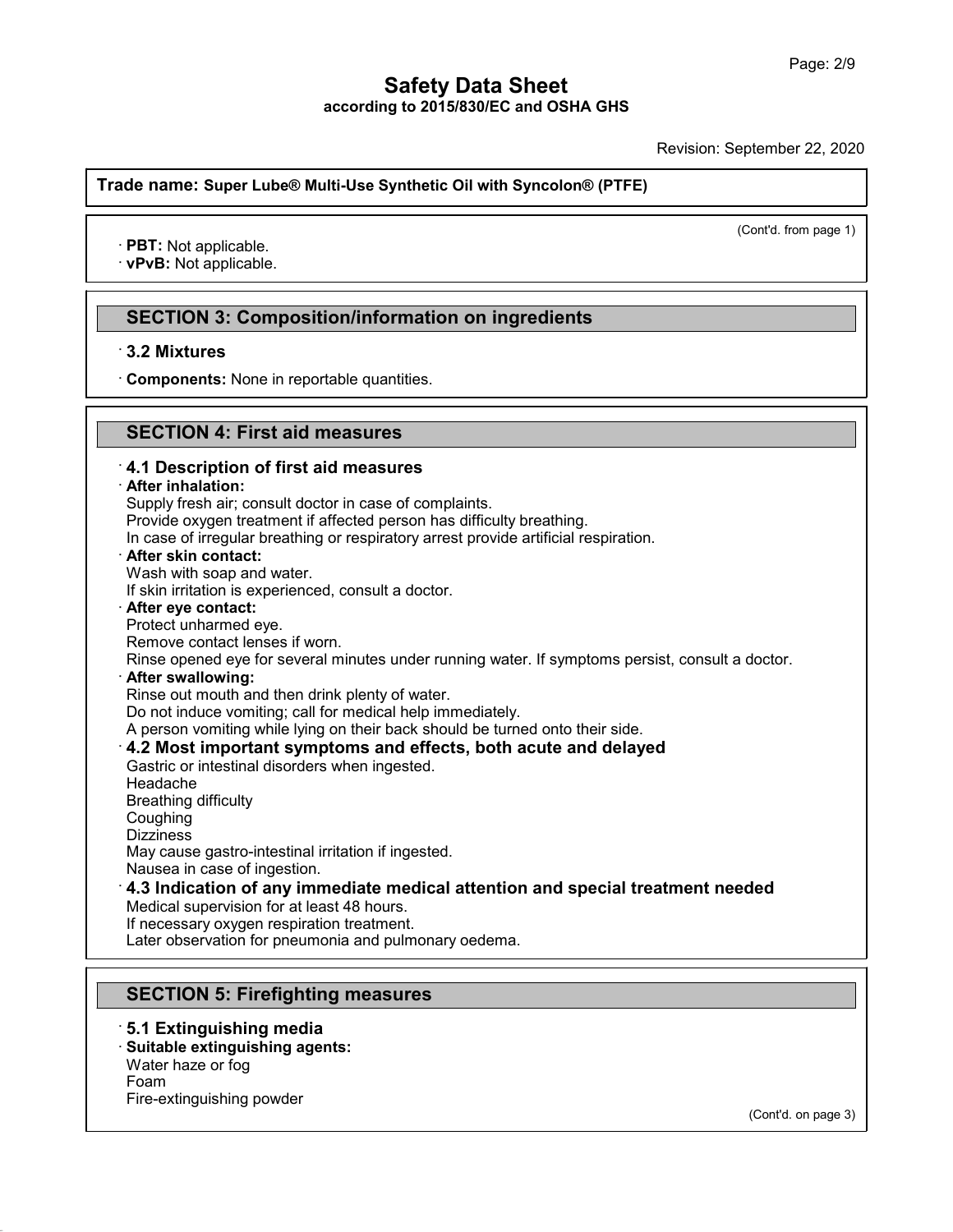**Trade name: Super Lube® Multi-Use Synthetic Oil with Syncolon® (PTFE)**

(Cont'd. from page 1)

· **PBT:** Not applicable.
· **vPvB:** Not applicable.

## SECTION 3: Composition/information on ingredients

· **3.2 Mixtures**

· **Components:** None in reportable quantities.

## SECTION 4: First aid measures

· **4.1 Description of first aid measures**

· **After inhalation:**
Supply fresh air; consult doctor in case of complaints.
Provide oxygen treatment if affected person has difficulty breathing.
In case of irregular breathing or respiratory arrest provide artificial respiration.

· **After skin contact:**
Wash with soap and water.
If skin irritation is experienced, consult a doctor.

· **After eye contact:**
Protect unharmed eye.
Remove contact lenses if worn.
Rinse opened eye for several minutes under running water. If symptoms persist, consult a doctor.

· **After swallowing:**
Rinse out mouth and then drink plenty of water.
Do not induce vomiting; call for medical help immediately.
A person vomiting while lying on their back should be turned onto their side.

· **4.2 Most important symptoms and effects, both acute and delayed**
Gastric or intestinal disorders when ingested.
Headache
Breathing difficulty
Coughing
Dizziness
May cause gastro-intestinal irritation if ingested.
Nausea in case of ingestion.

· **4.3 Indication of any immediate medical attention and special treatment needed**
Medical supervision for at least 48 hours.
If necessary oxygen respiration treatment.
Later observation for pneumonia and pulmonary oedema.

## SECTION 5: Firefighting measures

· **5.1 Extinguishing media**

· **Suitable extinguishing agents:**
Water haze or fog
Foam
Fire-extinguishing powder

(Cont'd. on page 3)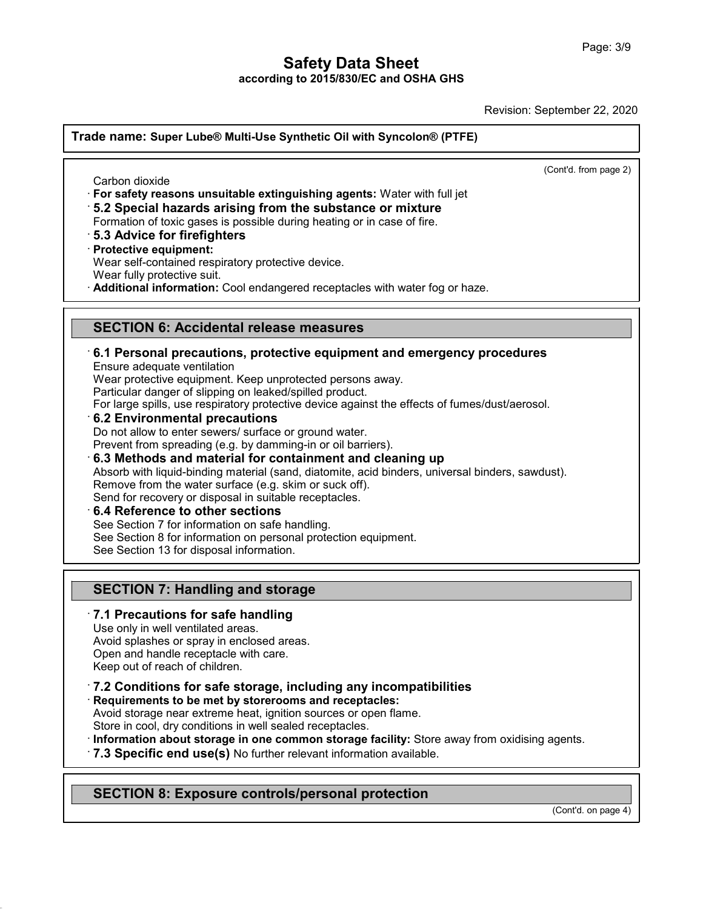(Cont'd. from page 2)

Carbon dioxide

· **For safety reasons unsuitable extinguishing agents:** Water with full jet

· **5.2 Special hazards arising from the substance or mixture**

Formation of toxic gases is possible during heating or in case of fire.

· **5.3 Advice for firefighters**

· **Protective equipment:**

Wear self-contained respiratory protective device.
Wear fully protective suit.

· **Additional information:** Cool endangered receptacles with water fog or haze.

## SECTION 6: Accidental release measures

· **6.1 Personal precautions, protective equipment and emergency procedures**

Ensure adequate ventilation
Wear protective equipment. Keep unprotected persons away.
Particular danger of slipping on leaked/spilled product.
For large spills, use respiratory protective device against the effects of fumes/dust/aerosol.

· **6.2 Environmental precautions**

Do not allow to enter sewers/ surface or ground water.
Prevent from spreading (e.g. by damming-in or oil barriers).

· **6.3 Methods and material for containment and cleaning up**

Absorb with liquid-binding material (sand, diatomite, acid binders, universal binders, sawdust).
Remove from the water surface (e.g. skim or suck off).
Send for recovery or disposal in suitable receptacles.

· **6.4 Reference to other sections**

See Section 7 for information on safe handling.
See Section 8 for information on personal protection equipment.
See Section 13 for disposal information.

## SECTION 7: Handling and storage

· **7.1 Precautions for safe handling**

Use only in well ventilated areas.
Avoid splashes or spray in enclosed areas.
Open and handle receptacle with care.
Keep out of reach of children.

· **7.2 Conditions for safe storage, including any incompatibilities**

· **Requirements to be met by storerooms and receptacles:**

Avoid storage near extreme heat, ignition sources or open flame.
Store in cool, dry conditions in well sealed receptacles.

· **Information about storage in one common storage facility:** Store away from oxidising agents.

· **7.3 Specific end use(s)** No further relevant information available.

## SECTION 8: Exposure controls/personal protection

(Cont'd. on page 4)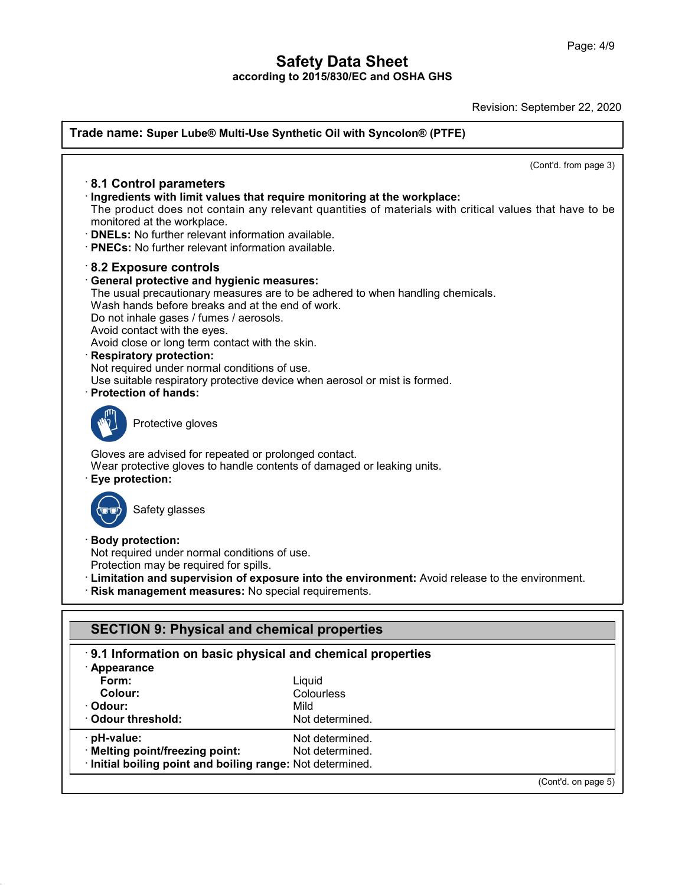**Trade name: Super Lube® Multi-Use Synthetic Oil with Syncolon® (PTFE)**

(Cont'd. from page 3)

### 8.1 Control parameters

**Ingredients with limit values that require monitoring at the workplace:**
The product does not contain any relevant quantities of materials with critical values that have to be monitored at the workplace.

**DNELs:** No further relevant information available.

**PNECs:** No further relevant information available.

### 8.2 Exposure controls

**General protective and hygienic measures:**
The usual precautionary measures are to be adhered to when handling chemicals.
Wash hands before breaks and at the end of work.
Do not inhale gases / fumes / aerosols.
Avoid contact with the eyes.
Avoid close or long term contact with the skin.

**Respiratory protection:**
Not required under normal conditions of use.
Use suitable respiratory protective device when aerosol or mist is formed.

**Protection of hands:**

Protective gloves

Gloves are advised for repeated or prolonged contact.
Wear protective gloves to handle contents of damaged or leaking units.

**Eye protection:**

Safety glasses

**Body protection:**
Not required under normal conditions of use.
Protection may be required for spills.

**Limitation and supervision of exposure into the environment:** Avoid release to the environment.

**Risk management measures:** No special requirements.

## SECTION 9: Physical and chemical properties

### 9.1 Information on basic physical and chemical properties

| Property | Value |
|---|---|
| **Appearance** | |
| **Form:** | Liquid |
| **Colour:** | Colourless |
| **Odour:** | Mild |
| **Odour threshold:** | Not determined. |
| **pH-value:** | Not determined. |
| **Melting point/freezing point:** | Not determined. |
| **Initial boiling point and boiling range:** | Not determined. |

(Cont'd. on page 5)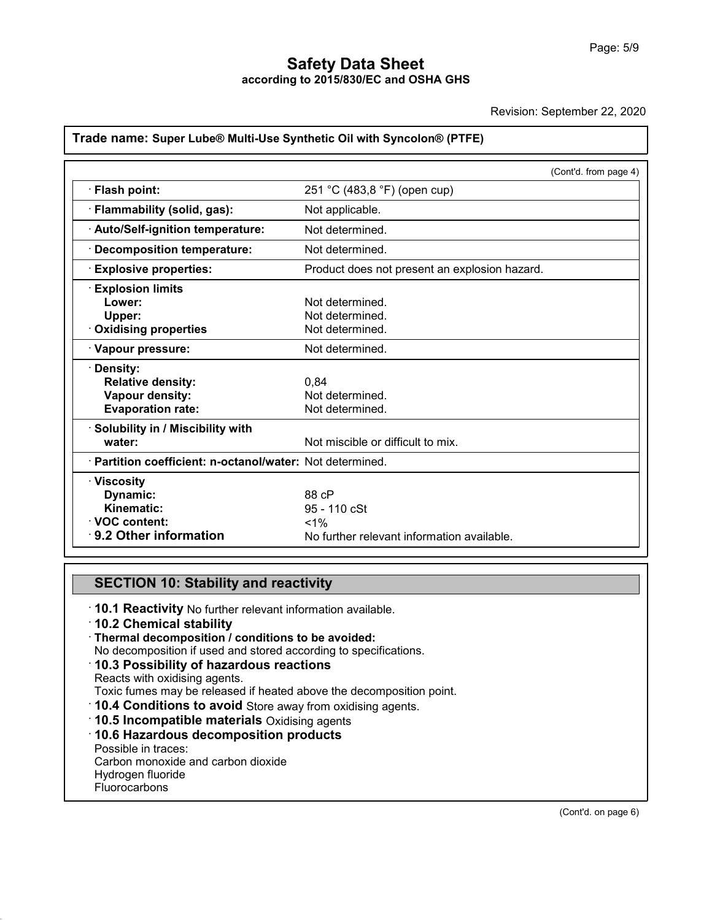# Safety Data Sheet
**according to 2015/830/EC and OSHA GHS**

Revision: September 22, 2020

**Trade name: Super Lube® Multi-Use Synthetic Oil with Syncolon® (PTFE)**

(Cont'd. from page 4)

| Property | Value |
| --- | --- |
| · **Flash point:** | 251 °C (483,8 °F) (open cup) |
| · **Flammability (solid, gas):** | Not applicable. |
| · **Auto/Self-ignition temperature:** | Not determined. |
| · **Decomposition temperature:** | Not determined. |
| · **Explosive properties:** | Product does not present an explosion hazard. |
| · **Explosion limits** | |
| **Lower:** | Not determined. |
| **Upper:** | Not determined. |
| · **Oxidising properties** | Not determined. |
| · **Vapour pressure:** | Not determined. |
| · **Density:** | |
| **Relative density:** | 0,84 |
| **Vapour density:** | Not determined. |
| **Evaporation rate:** | Not determined. |
| · **Solubility in / Miscibility with water:** | Not miscible or difficult to mix. |
| · **Partition coefficient: n-octanol/water:** | Not determined. |
| · **Viscosity** | |
| **Dynamic:** | 88 cP |
| **Kinematic:** | 95 - 110 cSt |
| · **VOC content:** | <1% |
| · **9.2 Other information** | No further relevant information available. |

## SECTION 10: Stability and reactivity

· **10.1 Reactivity** No further relevant information available.

· **10.2 Chemical stability**

· **Thermal decomposition / conditions to be avoided:**
No decomposition if used and stored according to specifications.

· **10.3 Possibility of hazardous reactions**
Reacts with oxidising agents.
Toxic fumes may be released if heated above the decomposition point.

· **10.4 Conditions to avoid** Store away from oxidising agents.

· **10.5 Incompatible materials** Oxidising agents

· **10.6 Hazardous decomposition products**
Possible in traces:
Carbon monoxide and carbon dioxide
Hydrogen fluoride
Fluorocarbons

(Cont'd. on page 6)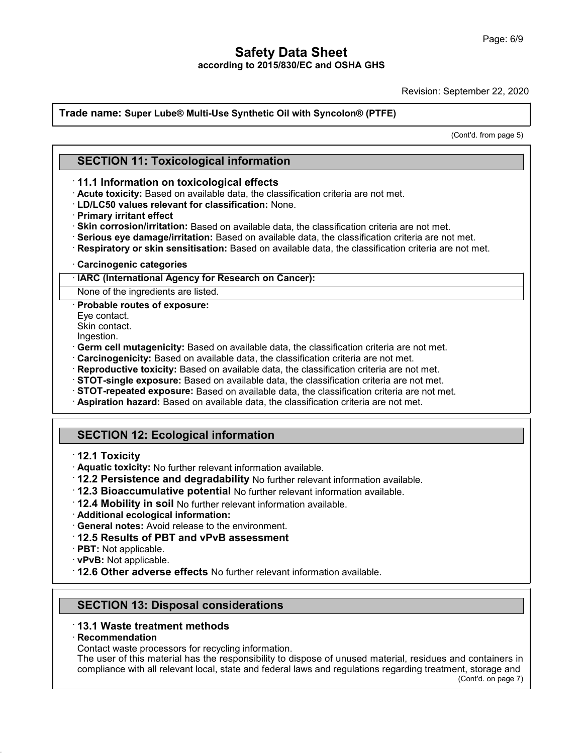**Trade name: Super Lube® Multi-Use Synthetic Oil with Syncolon® (PTFE)**

(Cont'd. from page 5)

## SECTION 11: Toxicological information

· **11.1 Information on toxicological effects**

· **Acute toxicity:** Based on available data, the classification criteria are not met.

· **LD/LC50 values relevant for classification:** None.

· **Primary irritant effect**

· **Skin corrosion/irritation:** Based on available data, the classification criteria are not met.

· **Serious eye damage/irritation:** Based on available data, the classification criteria are not met.

· **Respiratory or skin sensitisation:** Based on available data, the classification criteria are not met.

· **Carcinogenic categories**

| · IARC (International Agency for Research on Cancer): |
|---|
| None of the ingredients are listed. |

· **Probable routes of exposure:**

Eye contact.
Skin contact.
Ingestion.

· **Germ cell mutagenicity:** Based on available data, the classification criteria are not met.

· **Carcinogenicity:** Based on available data, the classification criteria are not met.

· **Reproductive toxicity:** Based on available data, the classification criteria are not met.

· **STOT-single exposure:** Based on available data, the classification criteria are not met.

· **STOT-repeated exposure:** Based on available data, the classification criteria are not met.

· **Aspiration hazard:** Based on available data, the classification criteria are not met.

## SECTION 12: Ecological information

· **12.1 Toxicity**

· **Aquatic toxicity:** No further relevant information available.

· **12.2 Persistence and degradability** No further relevant information available.

· **12.3 Bioaccumulative potential** No further relevant information available.

· **12.4 Mobility in soil** No further relevant information available.

· **Additional ecological information:**

· **General notes:** Avoid release to the environment.

· **12.5 Results of PBT and vPvB assessment**

· **PBT:** Not applicable.

· **vPvB:** Not applicable.

· **12.6 Other adverse effects** No further relevant information available.

## SECTION 13: Disposal considerations

· **13.1 Waste treatment methods**

· **Recommendation**

Contact waste processors for recycling information.
The user of this material has the responsibility to dispose of unused material, residues and containers in compliance with all relevant local, state and federal laws and regulations regarding treatment, storage and

(Cont'd. on page 7)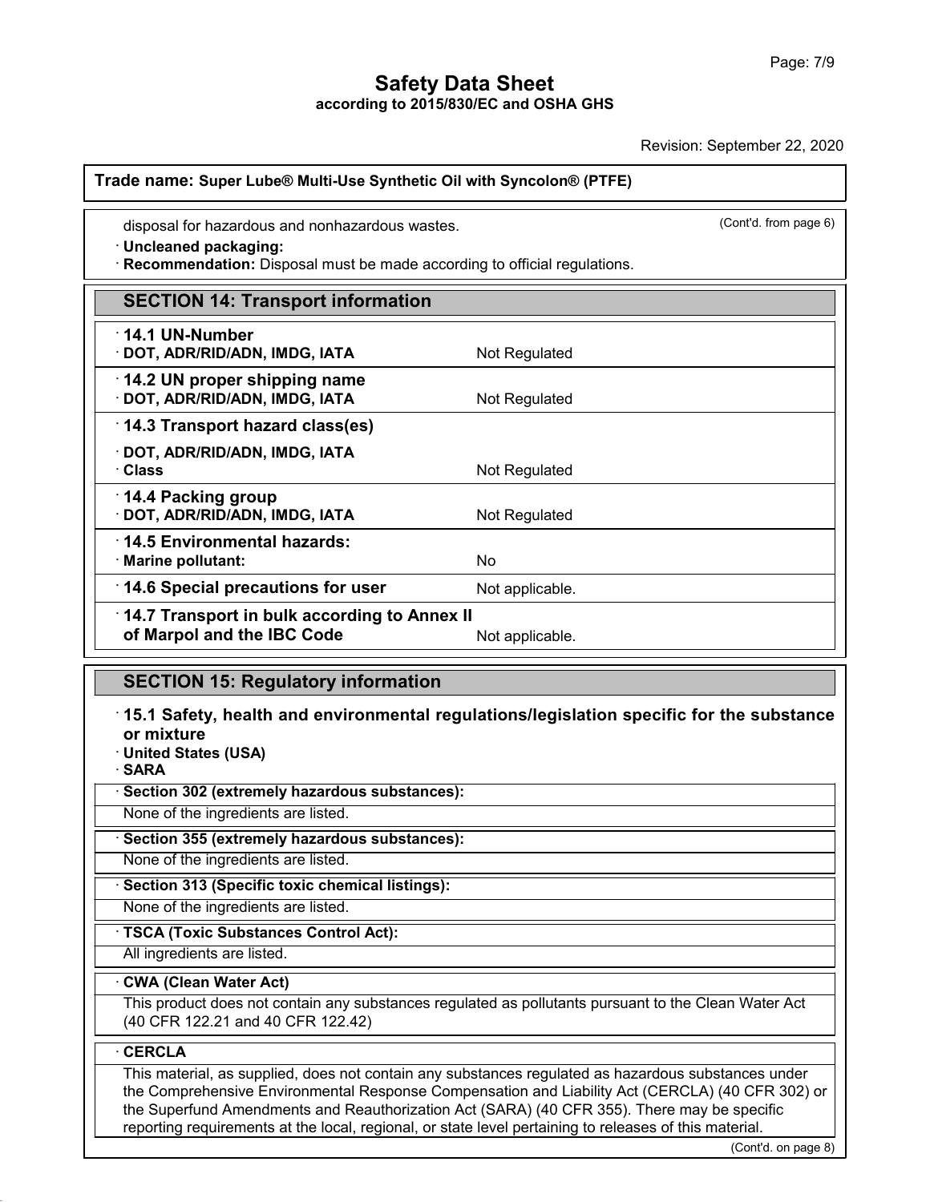Trade name: **Super Lube® Multi-Use Synthetic Oil with Syncolon® (PTFE)**

disposal for hazardous and nonhazardous wastes.

(Cont'd. from page 6)

· **Uncleaned packaging:**
· **Recommendation:** Disposal must be made according to official regulations.

## SECTION 14: Transport information

| | |
|---|---|
| · **14.1 UN-Number** | |
| · **DOT, ADR/RID/ADN, IMDG, IATA** | Not Regulated |
| · **14.2 UN proper shipping name** | |
| · **DOT, ADR/RID/ADN, IMDG, IATA** | Not Regulated |
| · **14.3 Transport hazard class(es)** | |
| · **DOT, ADR/RID/ADN, IMDG, IATA** | |
| · **Class** | Not Regulated |
| · **14.4 Packing group** | |
| · **DOT, ADR/RID/ADN, IMDG, IATA** | Not Regulated |
| · **14.5 Environmental hazards:** | |
| · **Marine pollutant:** | No |
| · **14.6 Special precautions for user** | Not applicable. |
| · **14.7 Transport in bulk according to Annex II of Marpol and the IBC Code** | Not applicable. |

## SECTION 15: Regulatory information

· **15.1 Safety, health and environmental regulations/legislation specific for the substance or mixture**
· **United States (USA)**
· **SARA**

· **Section 302 (extremely hazardous substances):**
None of the ingredients are listed.

· **Section 355 (extremely hazardous substances):**
None of the ingredients are listed.

· **Section 313 (Specific toxic chemical listings):**
None of the ingredients are listed.

· **TSCA (Toxic Substances Control Act):**
All ingredients are listed.

· **CWA (Clean Water Act)**
This product does not contain any substances regulated as pollutants pursuant to the Clean Water Act (40 CFR 122.21 and 40 CFR 122.42)

· **CERCLA**
This material, as supplied, does not contain any substances regulated as hazardous substances under the Comprehensive Environmental Response Compensation and Liability Act (CERCLA) (40 CFR 302) or the Superfund Amendments and Reauthorization Act (SARA) (40 CFR 355). There may be specific reporting requirements at the local, regional, or state level pertaining to releases of this material.

(Cont'd. on page 8)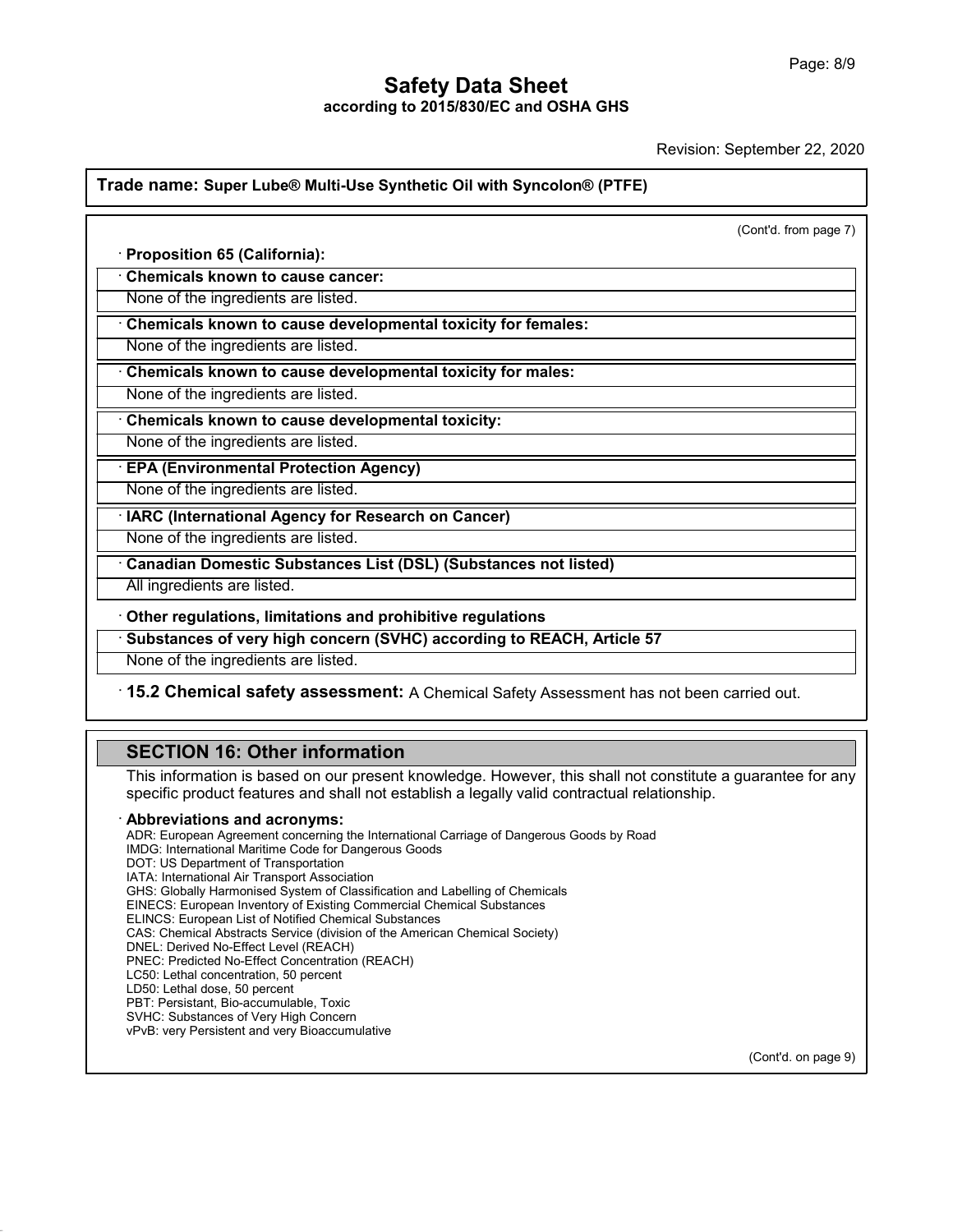**Trade name: Super Lube® Multi-Use Synthetic Oil with Syncolon® (PTFE)**

(Cont'd. from page 7)

· **Proposition 65 (California):**

· **Chemicals known to cause cancer:**

None of the ingredients are listed.

· **Chemicals known to cause developmental toxicity for females:**

None of the ingredients are listed.

· **Chemicals known to cause developmental toxicity for males:**

None of the ingredients are listed.

· **Chemicals known to cause developmental toxicity:**

None of the ingredients are listed.

· **EPA (Environmental Protection Agency)**

None of the ingredients are listed.

· **IARC (International Agency for Research on Cancer)**

None of the ingredients are listed.

· **Canadian Domestic Substances List (DSL) (Substances not listed)**

All ingredients are listed.

· **Other regulations, limitations and prohibitive regulations**

· **Substances of very high concern (SVHC) according to REACH, Article 57**

None of the ingredients are listed.

· **15.2 Chemical safety assessment:** A Chemical Safety Assessment has not been carried out.

## SECTION 16: Other information

This information is based on our present knowledge. However, this shall not constitute a guarantee for any specific product features and shall not establish a legally valid contractual relationship.

· **Abbreviations and acronyms:**

ADR: European Agreement concerning the International Carriage of Dangerous Goods by Road
IMDG: International Maritime Code for Dangerous Goods
DOT: US Department of Transportation
IATA: International Air Transport Association
GHS: Globally Harmonised System of Classification and Labelling of Chemicals
EINECS: European Inventory of Existing Commercial Chemical Substances
ELINCS: European List of Notified Chemical Substances
CAS: Chemical Abstracts Service (division of the American Chemical Society)
DNEL: Derived No-Effect Level (REACH)
PNEC: Predicted No-Effect Concentration (REACH)
LC50: Lethal concentration, 50 percent
LD50: Lethal dose, 50 percent
PBT: Persistant, Bio-accumulable, Toxic
SVHC: Substances of Very High Concern
vPvB: very Persistent and very Bioaccumulative

(Cont'd. on page 9)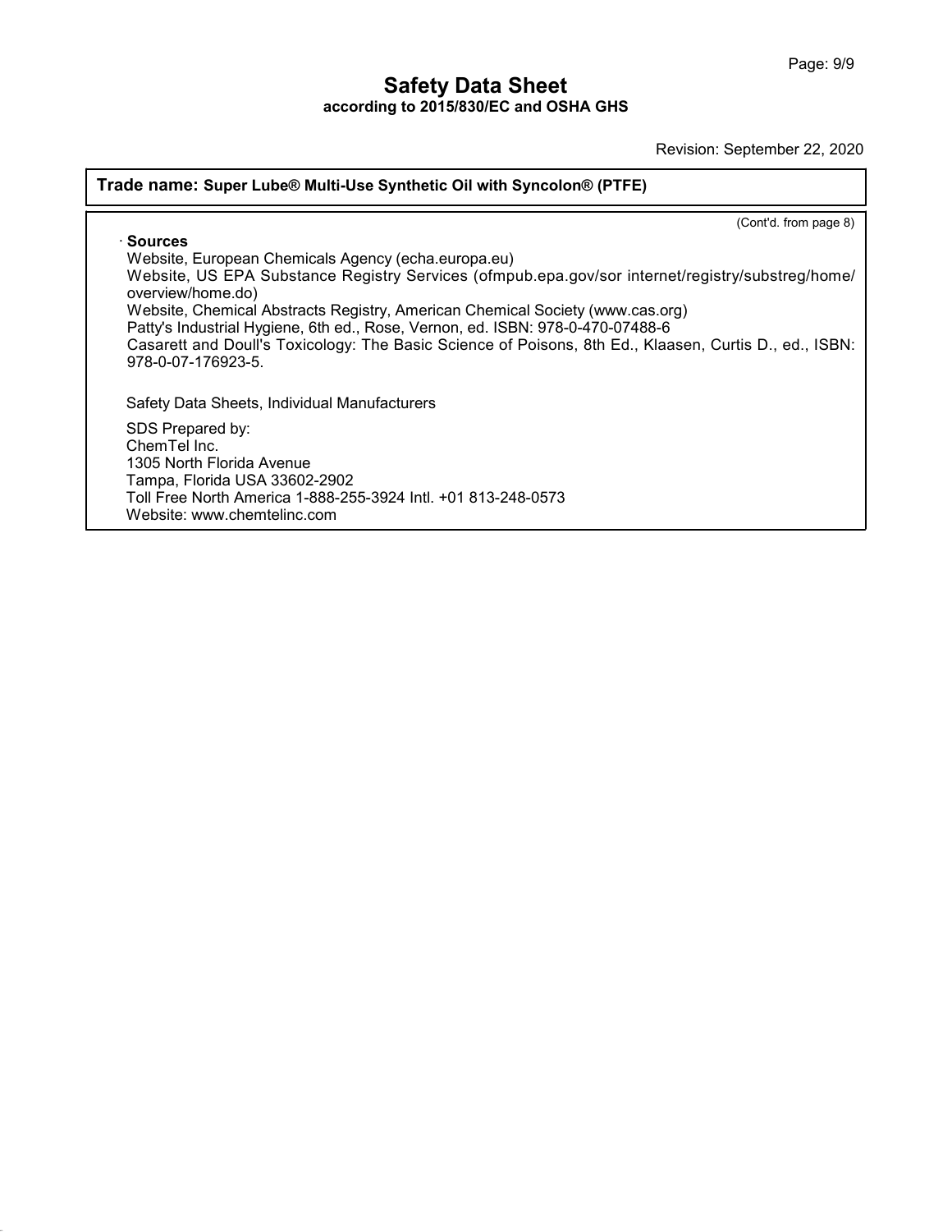**Trade name: Super Lube® Multi-Use Synthetic Oil with Syncolon® (PTFE)**

(Cont'd. from page 8)

· **Sources**

Website, European Chemicals Agency (echa.europa.eu)
Website, US EPA Substance Registry Services (ofmpub.epa.gov/sor internet/registry/substreg/home/overview/home.do)
Website, Chemical Abstracts Registry, American Chemical Society (www.cas.org)
Patty's Industrial Hygiene, 6th ed., Rose, Vernon, ed. ISBN: 978-0-470-07488-6
Casarett and Doull's Toxicology: The Basic Science of Poisons, 8th Ed., Klaasen, Curtis D., ed., ISBN: 978-0-07-176923-5.

Safety Data Sheets, Individual Manufacturers

SDS Prepared by:
ChemTel Inc.
1305 North Florida Avenue
Tampa, Florida USA 33602-2902
Toll Free North America 1-888-255-3924 Intl. +01 813-248-0573
Website: www.chemtelinc.com